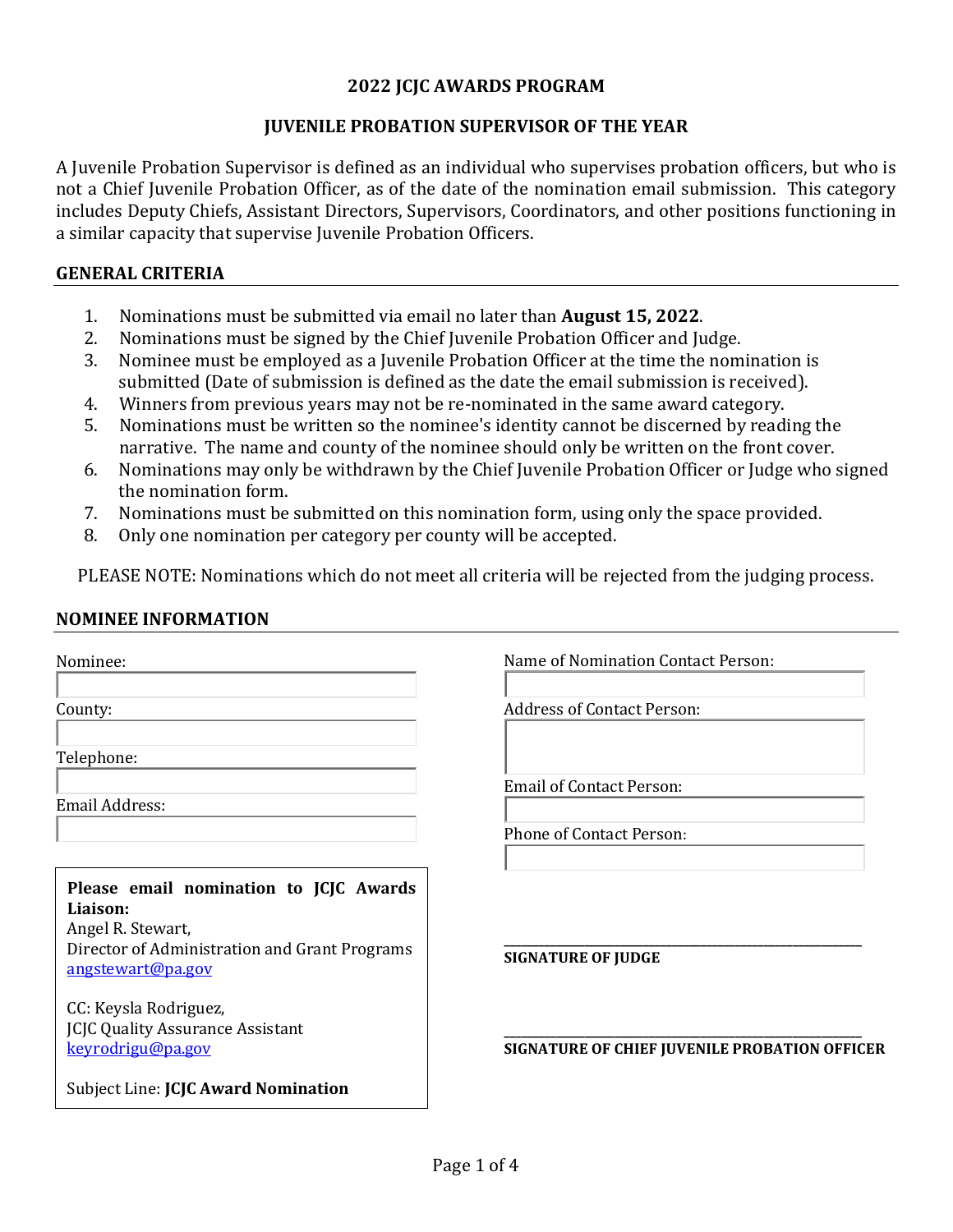# 2022 JCJC AWARDS PROGRAM

## JUVENILE PROBATION SUPERVISOR OF THE YEAR

A Juvenile Probation Supervisor is defined as an individual who supervises probation officers, but who is not a Chief Juvenile Probation Officer, as of the date of the nomination email submission. This category includes Deputy Chiefs, Assistant Directors, Supervisors, Coordinators, and other positions functioning in a similar capacity that supervise Juvenile Probation Officers.

### GENERAL CRITERIA

1. Nominations must be submitted via email no later than **August 15, 2022**.
2. Nominations must be signed by the Chief Juvenile Probation Officer and Judge.
3. Nominee must be employed as a Juvenile Probation Officer at the time the nomination is submitted (Date of submission is defined as the date the email submission is received).
4. Winners from previous years may not be re-nominated in the same award category.
5. Nominations must be written so the nominee's identity cannot be discerned by reading the narrative. The name and county of the nominee should only be written on the front cover.
6. Nominations may only be withdrawn by the Chief Juvenile Probation Officer or Judge who signed the nomination form.
7. Nominations must be submitted on this nomination form, using only the space provided.
8. Only one nomination per category per county will be accepted.

PLEASE NOTE: Nominations which do not meet all criteria will be rejected from the judging process.

### NOMINEE INFORMATION

Nominee:

County:

Telephone:

Email Address:

Name of Nomination Contact Person:

Address of Contact Person:

Email of Contact Person:

Phone of Contact Person:

**Please email nomination to JCJC Awards Liaison:**
Angel R. Stewart,
Director of Administration and Grant Programs
angstewart@pa.gov

CC: Keysla Rodriguez,
JCJC Quality Assurance Assistant
keyrodrigu@pa.gov

Subject Line: **JCJC Award Nomination**

\_\_\_\_\_\_\_\_\_\_\_\_\_\_\_\_\_\_\_\_\_\_\_\_\_\_\_\_\_\_\_\_\_\_\_\_\_\_\_\_
**SIGNATURE OF JUDGE**

\_\_\_\_\_\_\_\_\_\_\_\_\_\_\_\_\_\_\_\_\_\_\_\_\_\_\_\_\_\_\_\_\_\_\_\_\_\_\_\_
**SIGNATURE OF CHIEF JUVENILE PROBATION OFFICER**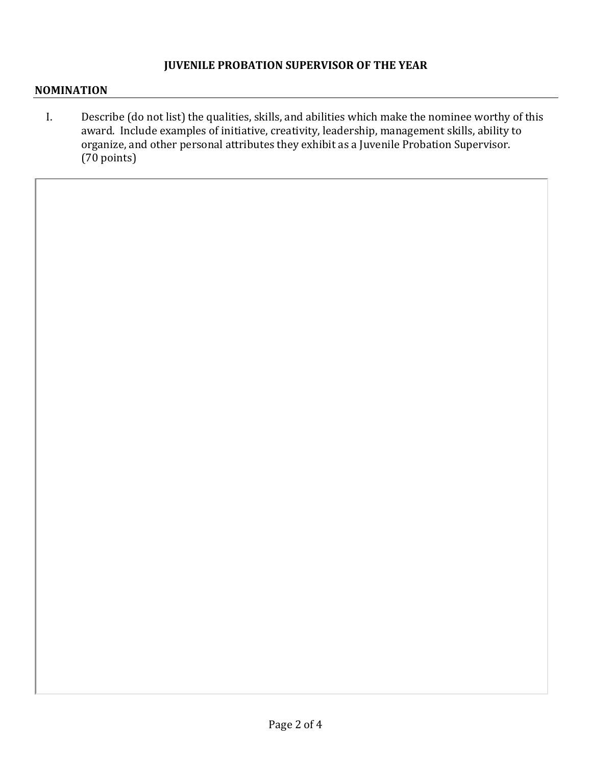**JUVENILE PROBATION SUPERVISOR OF THE YEAR**

**NOMINATION**

I. Describe (do not list) the qualities, skills, and abilities which make the nominee worthy of this award. Include examples of initiative, creativity, leadership, management skills, ability to organize, and other personal attributes they exhibit as a Juvenile Probation Supervisor. (70 points)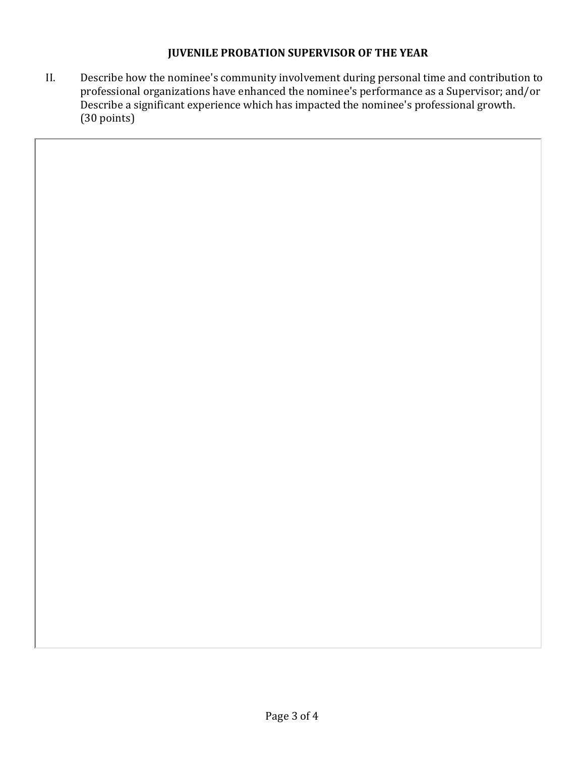**JUVENILE PROBATION SUPERVISOR OF THE YEAR**

II. Describe how the nominee's community involvement during personal time and contribution to professional organizations have enhanced the nominee's performance as a Supervisor; and/or Describe a significant experience which has impacted the nominee's professional growth. (30 points)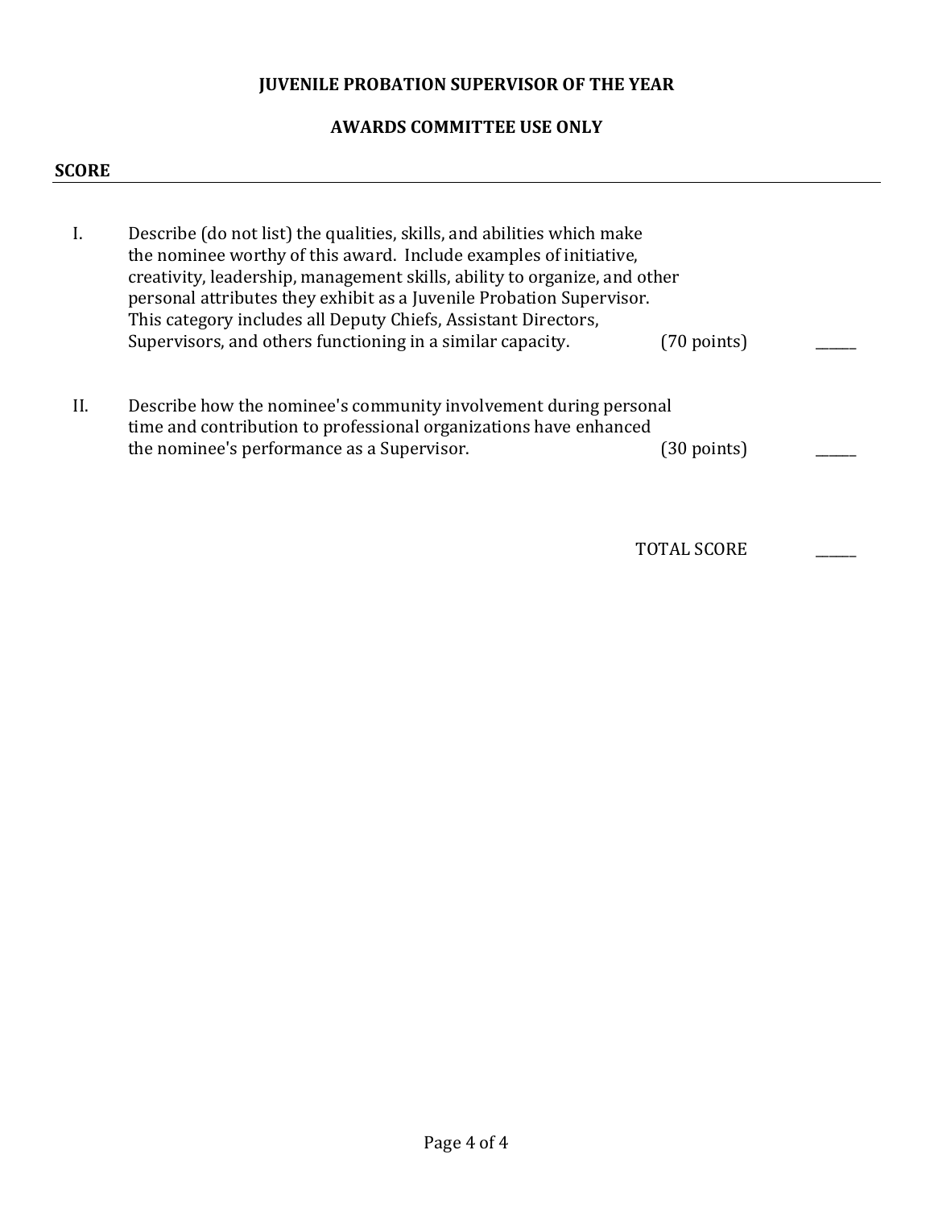# JUVENILE PROBATION SUPERVISOR OF THE YEAR

## AWARDS COMMITTEE USE ONLY

**SCORE**

---

I. Describe (do not list) the qualities, skills, and abilities which make the nominee worthy of this award. Include examples of initiative, creativity, leadership, management skills, ability to organize, and other personal attributes they exhibit as a Juvenile Probation Supervisor. This category includes all Deputy Chiefs, Assistant Directors, Supervisors, and others functioning in a similar capacity. (70 points) _____

II. Describe how the nominee's community involvement during personal time and contribution to professional organizations have enhanced the nominee's performance as a Supervisor. (30 points) _____

TOTAL SCORE _____